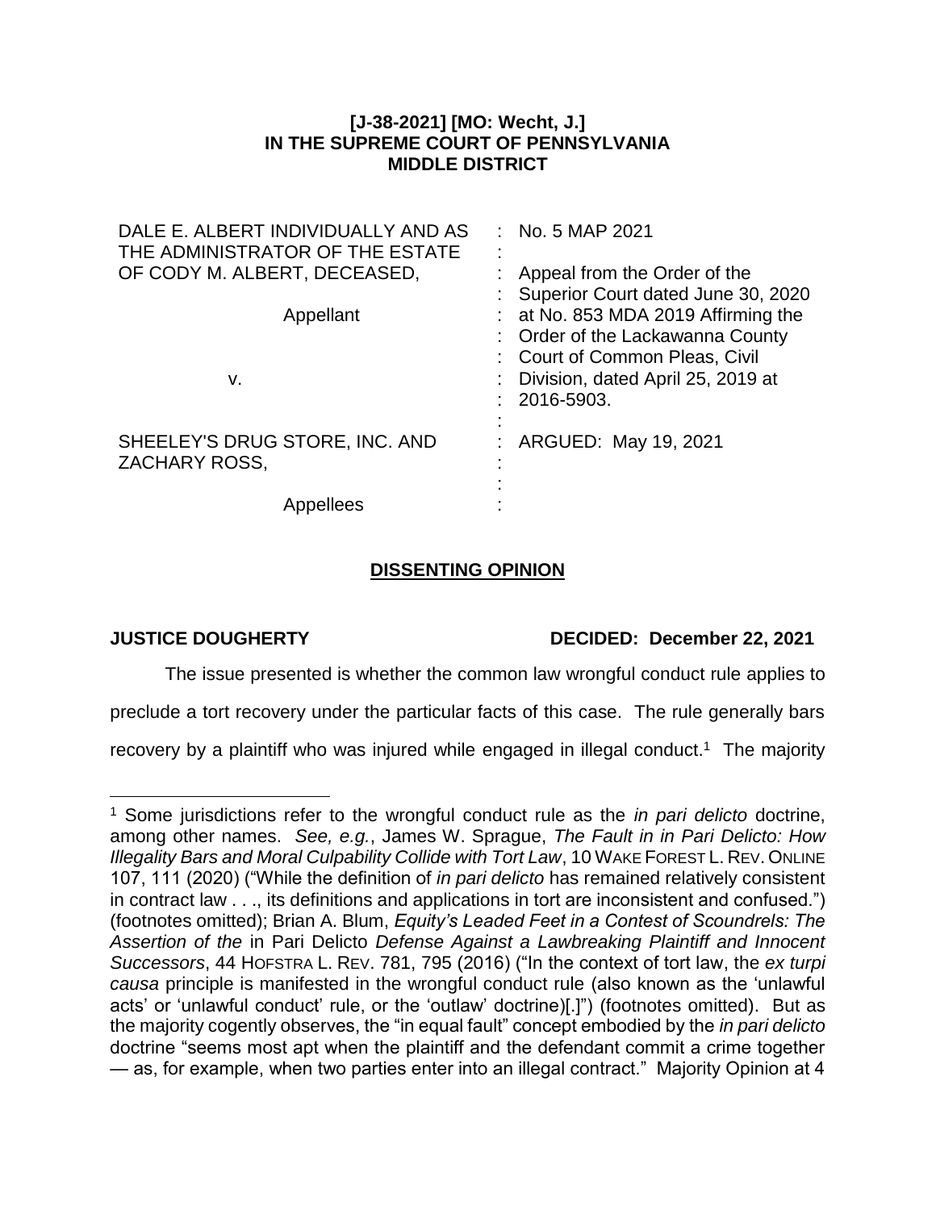**[J-38-2021] [MO: Wecht, J.]**
**IN THE SUPREME COURT OF PENNSYLVANIA**
**MIDDLE DISTRICT**

| | |
|---|---|
| DALE E. ALBERT INDIVIDUALLY AND AS THE ADMINISTRATOR OF THE ESTATE OF CODY M. ALBERT, DECEASED,<br><br>Appellant<br><br>v.<br><br>SHEELEY'S DRUG STORE, INC. AND ZACHARY ROSS,<br><br>Appellees | : No. 5 MAP 2021<br>:<br>: Appeal from the Order of the Superior Court dated June 30, 2020 at No. 853 MDA 2019 Affirming the Order of the Lackawanna County Court of Common Pleas, Civil Division, dated April 25, 2019 at 2016-5903.<br>:<br>: ARGUED: May 19, 2021 |

## DISSENTING OPINION

**JUSTICE DOUGHERTY** **DECIDED: December 22, 2021**

The issue presented is whether the common law wrongful conduct rule applies to preclude a tort recovery under the particular facts of this case. The rule generally bars recovery by a plaintiff who was injured while engaged in illegal conduct.[1] The majority

---

[1] Some jurisdictions refer to the wrongful conduct rule as the *in pari delicto* doctrine, among other names. *See, e.g.*, James W. Sprague, *The Fault in in Pari Delicto: How Illegality Bars and Moral Culpability Collide with Tort Law*, 10 WAKE FOREST L. REV. ONLINE 107, 111 (2020) ("While the definition of *in pari delicto* has remained relatively consistent in contract law . . ., its definitions and applications in tort are inconsistent and confused.") (footnotes omitted); Brian A. Blum, *Equity's Leaded Feet in a Contest of Scoundrels: The Assertion of the* in Pari Delicto *Defense Against a Lawbreaking Plaintiff and Innocent Successors*, 44 HOFSTRA L. REV. 781, 795 (2016) ("In the context of tort law, the *ex turpi causa* principle is manifested in the wrongful conduct rule (also known as the 'unlawful acts' or 'unlawful conduct' rule, or the 'outlaw' doctrine)[.]") (footnotes omitted). But as the majority cogently observes, the "in equal fault" concept embodied by the *in pari delicto* doctrine "seems most apt when the plaintiff and the defendant commit a crime together — as, for example, when two parties enter into an illegal contract." Majority Opinion at 4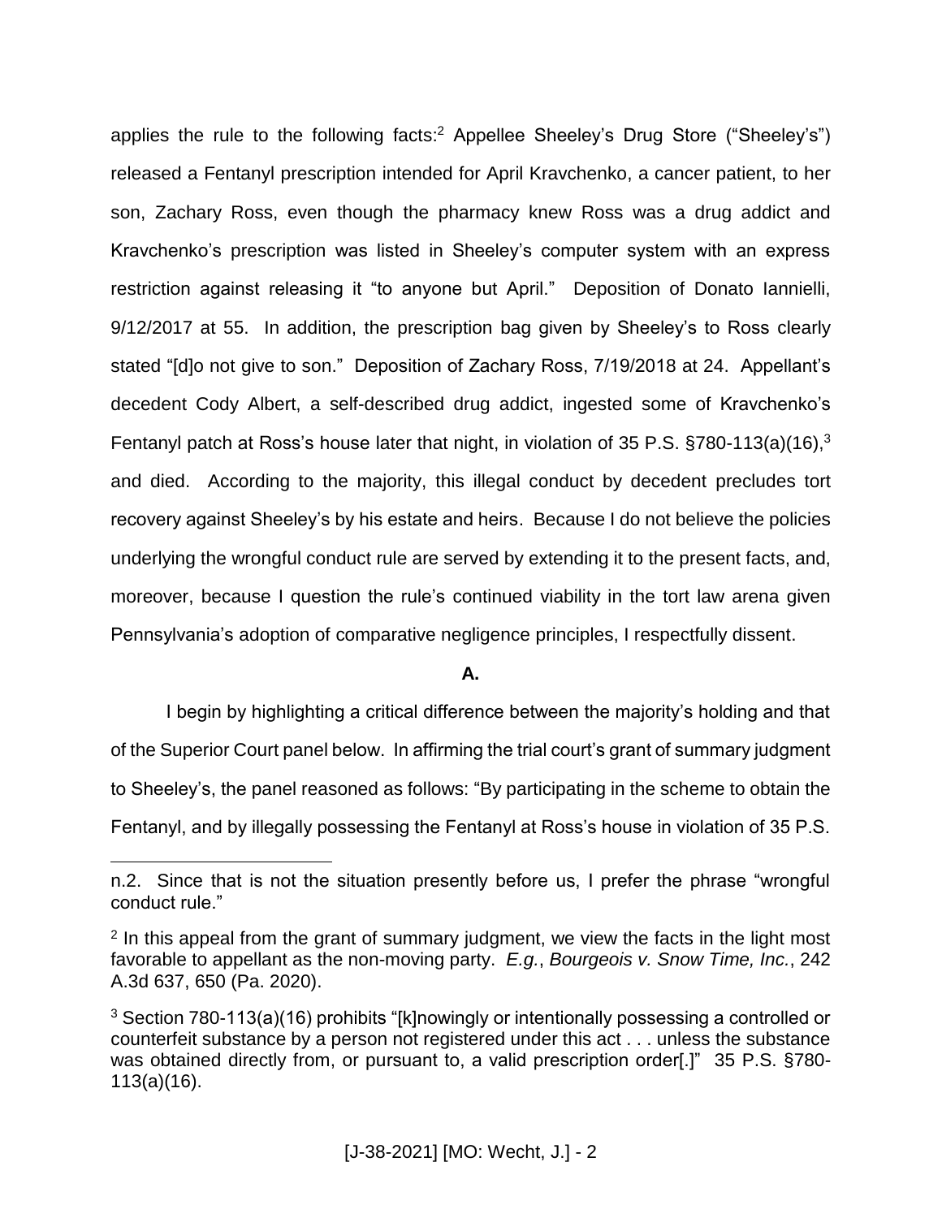applies the rule to the following facts:[2] Appellee Sheeley's Drug Store ("Sheeley's") released a Fentanyl prescription intended for April Kravchenko, a cancer patient, to her son, Zachary Ross, even though the pharmacy knew Ross was a drug addict and Kravchenko's prescription was listed in Sheeley's computer system with an express restriction against releasing it "to anyone but April." Deposition of Donato Iannielli, 9/12/2017 at 55. In addition, the prescription bag given by Sheeley's to Ross clearly stated "[d]o not give to son." Deposition of Zachary Ross, 7/19/2018 at 24. Appellant's decedent Cody Albert, a self-described drug addict, ingested some of Kravchenko's Fentanyl patch at Ross's house later that night, in violation of 35 P.S. §780-113(a)(16),[3] and died. According to the majority, this illegal conduct by decedent precludes tort recovery against Sheeley's by his estate and heirs. Because I do not believe the policies underlying the wrongful conduct rule are served by extending it to the present facts, and, moreover, because I question the rule's continued viability in the tort law arena given Pennsylvania's adoption of comparative negligence principles, I respectfully dissent.

**A.**

I begin by highlighting a critical difference between the majority's holding and that of the Superior Court panel below. In affirming the trial court's grant of summary judgment to Sheeley's, the panel reasoned as follows: "By participating in the scheme to obtain the Fentanyl, and by illegally possessing the Fentanyl at Ross's house in violation of 35 P.S.

---

n.2. Since that is not the situation presently before us, I prefer the phrase "wrongful conduct rule."

[2] In this appeal from the grant of summary judgment, we view the facts in the light most favorable to appellant as the non-moving party. *E.g.*, *Bourgeois v. Snow Time, Inc.*, 242 A.3d 637, 650 (Pa. 2020).

[3] Section 780-113(a)(16) prohibits "[k]nowingly or intentionally possessing a controlled or counterfeit substance by a person not registered under this act . . . unless the substance was obtained directly from, or pursuant to, a valid prescription order[.]" 35 P.S. §780-113(a)(16).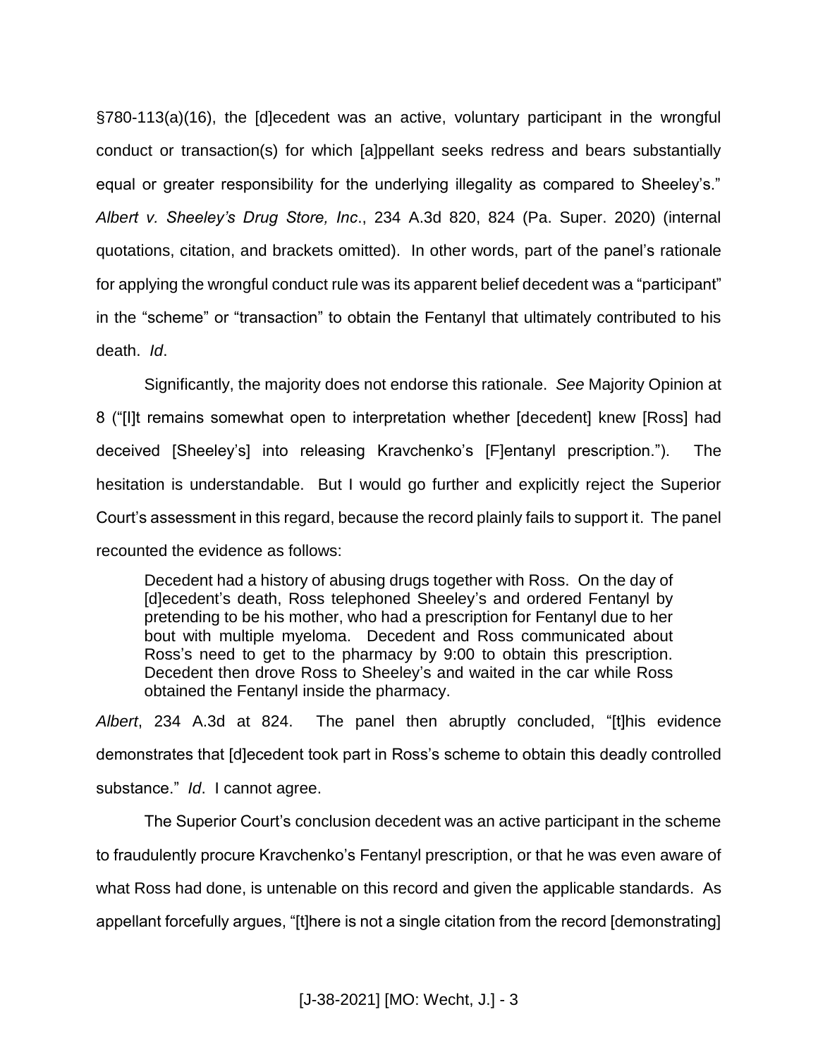§780-113(a)(16), the [d]ecedent was an active, voluntary participant in the wrongful conduct or transaction(s) for which [a]ppellant seeks redress and bears substantially equal or greater responsibility for the underlying illegality as compared to Sheeley's." *Albert v. Sheeley's Drug Store, Inc*., 234 A.3d 820, 824 (Pa. Super. 2020) (internal quotations, citation, and brackets omitted). In other words, part of the panel's rationale for applying the wrongful conduct rule was its apparent belief decedent was a "participant" in the "scheme" or "transaction" to obtain the Fentanyl that ultimately contributed to his death. *Id*.

Significantly, the majority does not endorse this rationale. *See* Majority Opinion at 8 ("[I]t remains somewhat open to interpretation whether [decedent] knew [Ross] had deceived [Sheeley's] into releasing Kravchenko's [F]entanyl prescription."). The hesitation is understandable. But I would go further and explicitly reject the Superior Court's assessment in this regard, because the record plainly fails to support it. The panel recounted the evidence as follows:

> Decedent had a history of abusing drugs together with Ross. On the day of [d]ecedent's death, Ross telephoned Sheeley's and ordered Fentanyl by pretending to be his mother, who had a prescription for Fentanyl due to her bout with multiple myeloma. Decedent and Ross communicated about Ross's need to get to the pharmacy by 9:00 to obtain this prescription. Decedent then drove Ross to Sheeley's and waited in the car while Ross obtained the Fentanyl inside the pharmacy.

*Albert*, 234 A.3d at 824. The panel then abruptly concluded, "[t]his evidence demonstrates that [d]ecedent took part in Ross's scheme to obtain this deadly controlled substance." *Id*. I cannot agree.

The Superior Court's conclusion decedent was an active participant in the scheme to fraudulently procure Kravchenko's Fentanyl prescription, or that he was even aware of what Ross had done, is untenable on this record and given the applicable standards. As appellant forcefully argues, "[t]here is not a single citation from the record [demonstrating]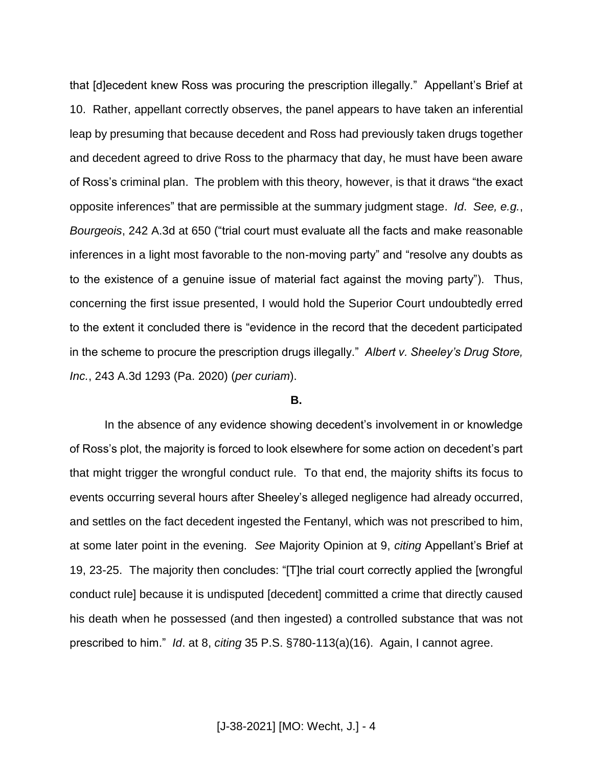that [d]ecedent knew Ross was procuring the prescription illegally." Appellant's Brief at 10. Rather, appellant correctly observes, the panel appears to have taken an inferential leap by presuming that because decedent and Ross had previously taken drugs together and decedent agreed to drive Ross to the pharmacy that day, he must have been aware of Ross's criminal plan. The problem with this theory, however, is that it draws "the exact opposite inferences" that are permissible at the summary judgment stage. *Id*. *See, e.g.*, *Bourgeois*, 242 A.3d at 650 ("trial court must evaluate all the facts and make reasonable inferences in a light most favorable to the non-moving party" and "resolve any doubts as to the existence of a genuine issue of material fact against the moving party"). Thus, concerning the first issue presented, I would hold the Superior Court undoubtedly erred to the extent it concluded there is "evidence in the record that the decedent participated in the scheme to procure the prescription drugs illegally." *Albert v. Sheeley's Drug Store, Inc.*, 243 A.3d 1293 (Pa. 2020) (*per curiam*).

**B.**

In the absence of any evidence showing decedent's involvement in or knowledge of Ross's plot, the majority is forced to look elsewhere for some action on decedent's part that might trigger the wrongful conduct rule. To that end, the majority shifts its focus to events occurring several hours after Sheeley's alleged negligence had already occurred, and settles on the fact decedent ingested the Fentanyl, which was not prescribed to him, at some later point in the evening. *See* Majority Opinion at 9, *citing* Appellant's Brief at 19, 23-25. The majority then concludes: "[T]he trial court correctly applied the [wrongful conduct rule] because it is undisputed [decedent] committed a crime that directly caused his death when he possessed (and then ingested) a controlled substance that was not prescribed to him." *Id*. at 8, *citing* 35 P.S. §780-113(a)(16). Again, I cannot agree.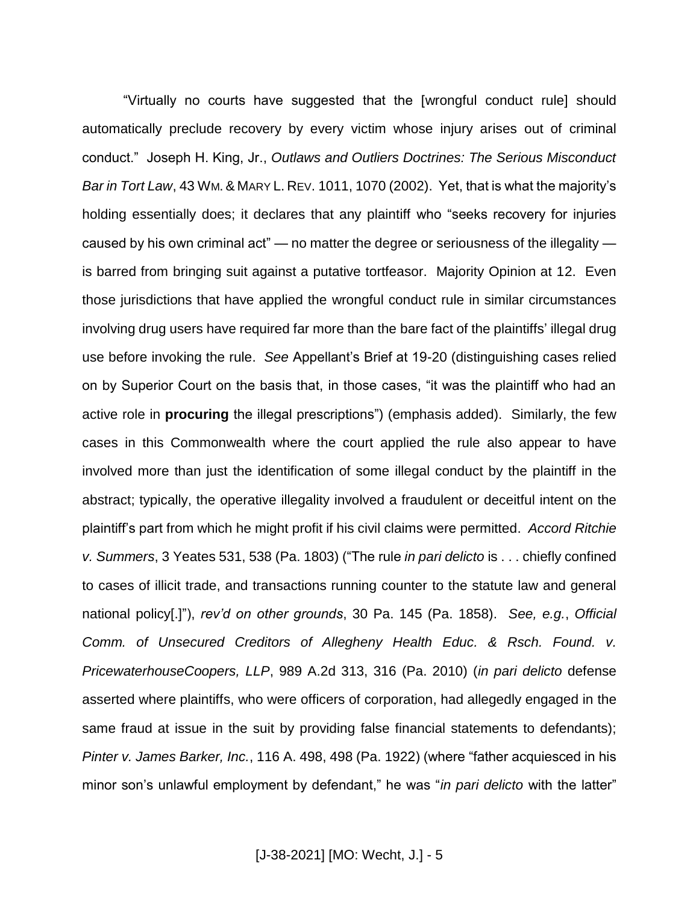"Virtually no courts have suggested that the [wrongful conduct rule] should automatically preclude recovery by every victim whose injury arises out of criminal conduct." Joseph H. King, Jr., *Outlaws and Outliers Doctrines: The Serious Misconduct Bar in Tort Law*, 43 WM. & MARY L. REV. 1011, 1070 (2002). Yet, that is what the majority's holding essentially does; it declares that any plaintiff who "seeks recovery for injuries caused by his own criminal act" — no matter the degree or seriousness of the illegality — is barred from bringing suit against a putative tortfeasor. Majority Opinion at 12. Even those jurisdictions that have applied the wrongful conduct rule in similar circumstances involving drug users have required far more than the bare fact of the plaintiffs' illegal drug use before invoking the rule. *See* Appellant's Brief at 19-20 (distinguishing cases relied on by Superior Court on the basis that, in those cases, "it was the plaintiff who had an active role in **procuring** the illegal prescriptions") (emphasis added). Similarly, the few cases in this Commonwealth where the court applied the rule also appear to have involved more than just the identification of some illegal conduct by the plaintiff in the abstract; typically, the operative illegality involved a fraudulent or deceitful intent on the plaintiff's part from which he might profit if his civil claims were permitted. *Accord Ritchie v. Summers*, 3 Yeates 531, 538 (Pa. 1803) ("The rule *in pari delicto* is . . . chiefly confined to cases of illicit trade, and transactions running counter to the statute law and general national policy[.]"), *rev'd on other grounds*, 30 Pa. 145 (Pa. 1858). *See, e.g.*, *Official Comm. of Unsecured Creditors of Allegheny Health Educ. & Rsch. Found. v. PricewaterhouseCoopers, LLP*, 989 A.2d 313, 316 (Pa. 2010) (*in pari delicto* defense asserted where plaintiffs, who were officers of corporation, had allegedly engaged in the same fraud at issue in the suit by providing false financial statements to defendants); *Pinter v. James Barker, Inc.*, 116 A. 498, 498 (Pa. 1922) (where "father acquiesced in his minor son's unlawful employment by defendant," he was "*in pari delicto* with the latter"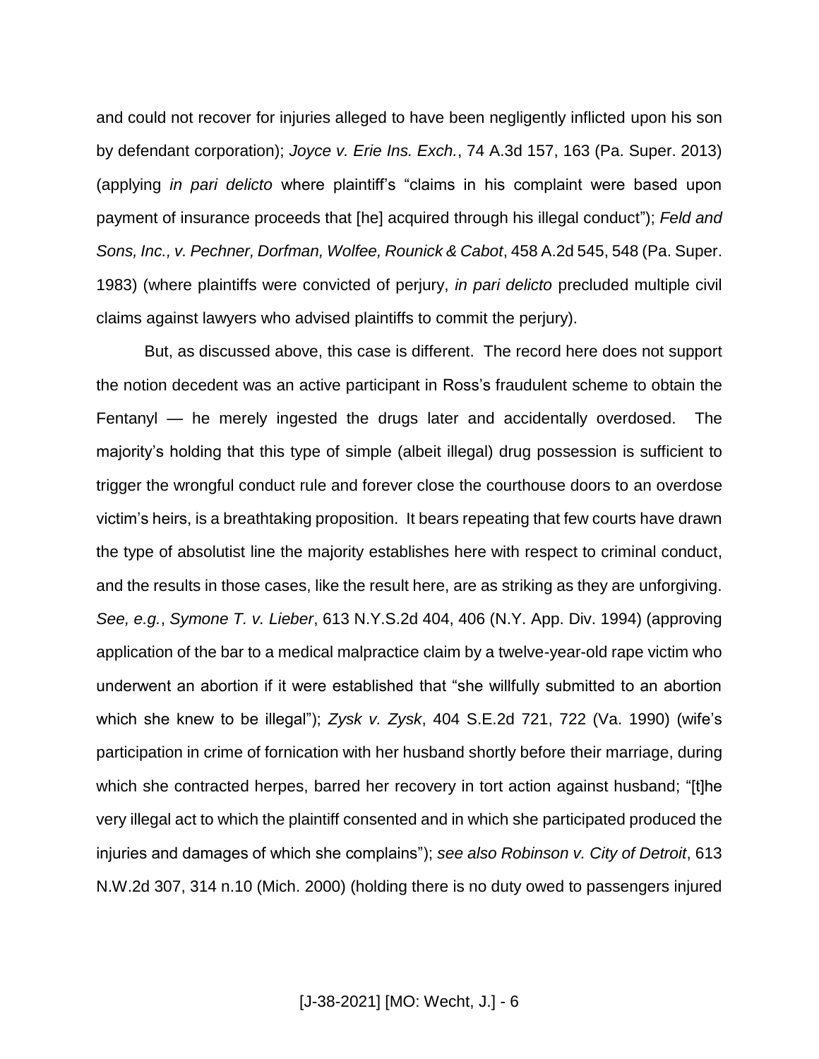and could not recover for injuries alleged to have been negligently inflicted upon his son by defendant corporation); *Joyce v. Erie Ins. Exch.*, 74 A.3d 157, 163 (Pa. Super. 2013) (applying *in pari delicto* where plaintiff's "claims in his complaint were based upon payment of insurance proceeds that [he] acquired through his illegal conduct"); *Feld and Sons, Inc., v. Pechner, Dorfman, Wolfee, Rounick & Cabot*, 458 A.2d 545, 548 (Pa. Super. 1983) (where plaintiffs were convicted of perjury, *in pari delicto* precluded multiple civil claims against lawyers who advised plaintiffs to commit the perjury).

But, as discussed above, this case is different. The record here does not support the notion decedent was an active participant in Ross's fraudulent scheme to obtain the Fentanyl — he merely ingested the drugs later and accidentally overdosed. The majority's holding that this type of simple (albeit illegal) drug possession is sufficient to trigger the wrongful conduct rule and forever close the courthouse doors to an overdose victim's heirs, is a breathtaking proposition. It bears repeating that few courts have drawn the type of absolutist line the majority establishes here with respect to criminal conduct, and the results in those cases, like the result here, are as striking as they are unforgiving. *See, e.g.*, *Symone T. v. Lieber*, 613 N.Y.S.2d 404, 406 (N.Y. App. Div. 1994) (approving application of the bar to a medical malpractice claim by a twelve-year-old rape victim who underwent an abortion if it were established that "she willfully submitted to an abortion which she knew to be illegal"); *Zysk v. Zysk*, 404 S.E.2d 721, 722 (Va. 1990) (wife's participation in crime of fornication with her husband shortly before their marriage, during which she contracted herpes, barred her recovery in tort action against husband; "[t]he very illegal act to which the plaintiff consented and in which she participated produced the injuries and damages of which she complains"); *see also Robinson v. City of Detroit*, 613 N.W.2d 307, 314 n.10 (Mich. 2000) (holding there is no duty owed to passengers injured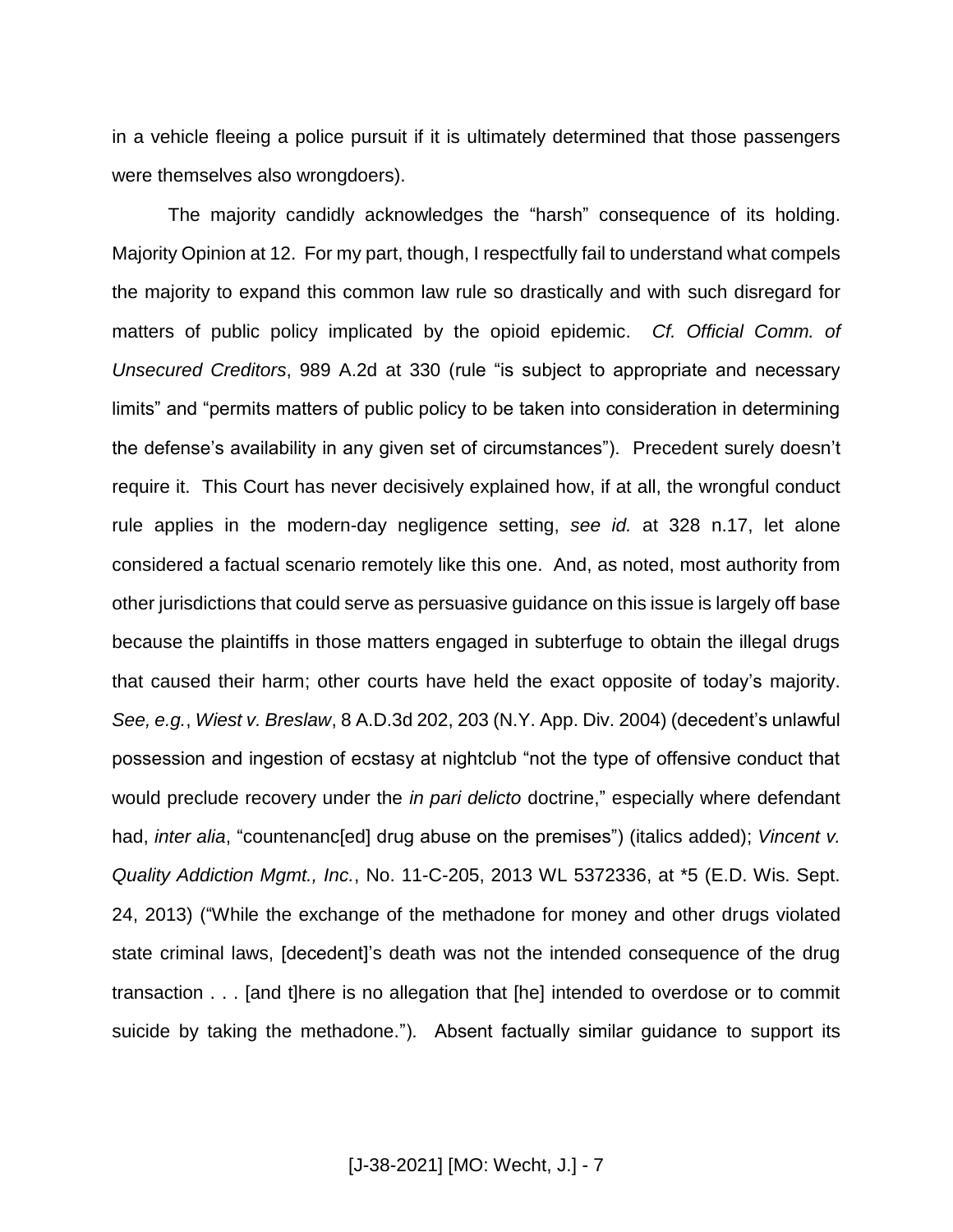in a vehicle fleeing a police pursuit if it is ultimately determined that those passengers were themselves also wrongdoers).

The majority candidly acknowledges the "harsh" consequence of its holding. Majority Opinion at 12. For my part, though, I respectfully fail to understand what compels the majority to expand this common law rule so drastically and with such disregard for matters of public policy implicated by the opioid epidemic. *Cf. Official Comm. of Unsecured Creditors*, 989 A.2d at 330 (rule "is subject to appropriate and necessary limits" and "permits matters of public policy to be taken into consideration in determining the defense's availability in any given set of circumstances"). Precedent surely doesn't require it. This Court has never decisively explained how, if at all, the wrongful conduct rule applies in the modern-day negligence setting, *see id.* at 328 n.17, let alone considered a factual scenario remotely like this one. And, as noted, most authority from other jurisdictions that could serve as persuasive guidance on this issue is largely off base because the plaintiffs in those matters engaged in subterfuge to obtain the illegal drugs that caused their harm; other courts have held the exact opposite of today's majority. *See, e.g.*, *Wiest v. Breslaw*, 8 A.D.3d 202, 203 (N.Y. App. Div. 2004) (decedent's unlawful possession and ingestion of ecstasy at nightclub "not the type of offensive conduct that would preclude recovery under the *in pari delicto* doctrine," especially where defendant had, *inter alia*, "countenanc[ed] drug abuse on the premises") (italics added); *Vincent v. Quality Addiction Mgmt., Inc.*, No. 11-C-205, 2013 WL 5372336, at *5 (E.D. Wis. Sept. 24, 2013) ("While the exchange of the methadone for money and other drugs violated state criminal laws, [decedent]'s death was not the intended consequence of the drug transaction . . . [and t]here is no allegation that [he] intended to overdose or to commit suicide by taking the methadone."). Absent factually similar guidance to support its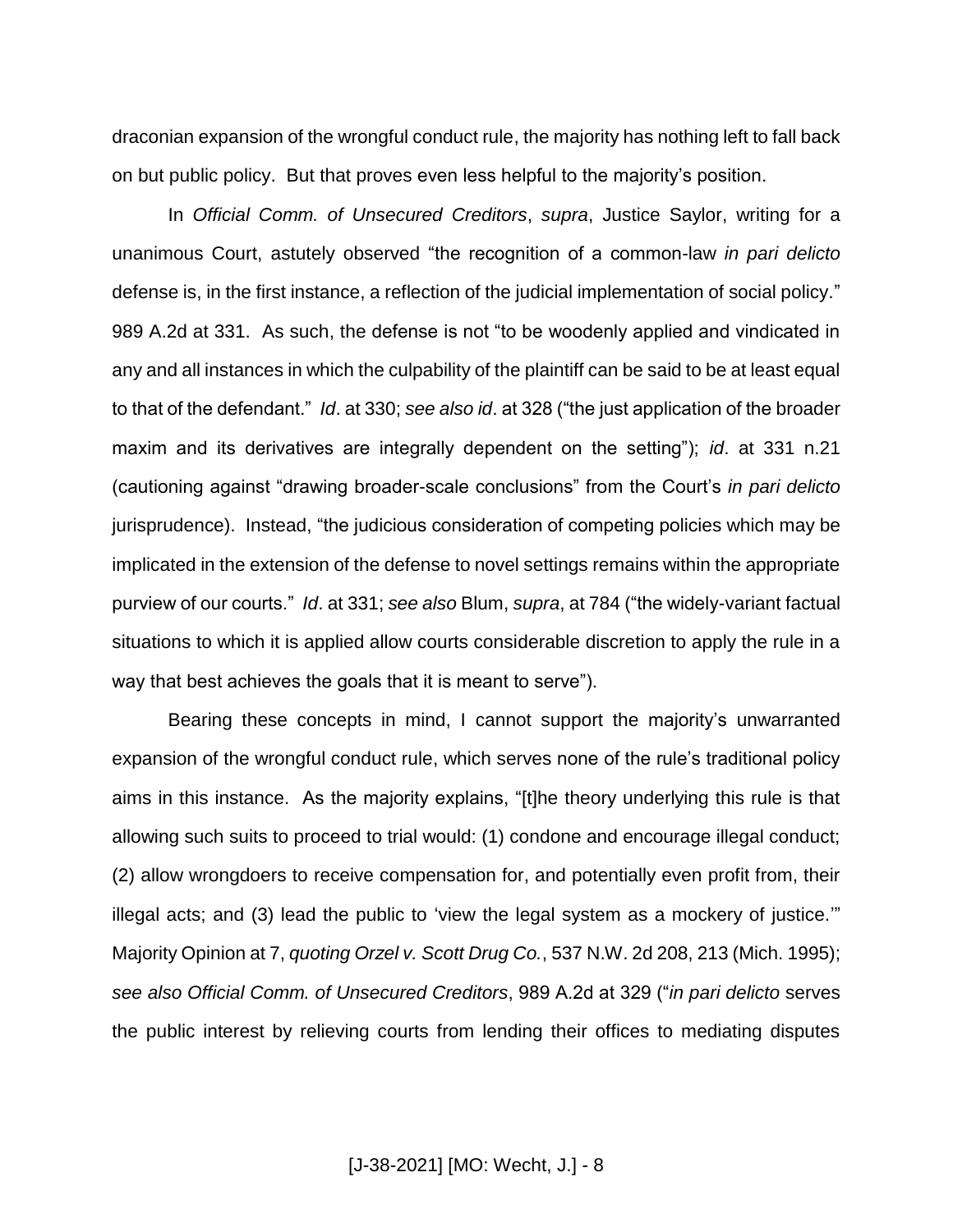draconian expansion of the wrongful conduct rule, the majority has nothing left to fall back on but public policy. But that proves even less helpful to the majority's position.

In *Official Comm. of Unsecured Creditors*, *supra*, Justice Saylor, writing for a unanimous Court, astutely observed "the recognition of a common-law *in pari delicto* defense is, in the first instance, a reflection of the judicial implementation of social policy." 989 A.2d at 331. As such, the defense is not "to be woodenly applied and vindicated in any and all instances in which the culpability of the plaintiff can be said to be at least equal to that of the defendant." *Id*. at 330; *see also id*. at 328 ("the just application of the broader maxim and its derivatives are integrally dependent on the setting"); *id*. at 331 n.21 (cautioning against "drawing broader-scale conclusions" from the Court's *in pari delicto* jurisprudence). Instead, "the judicious consideration of competing policies which may be implicated in the extension of the defense to novel settings remains within the appropriate purview of our courts." *Id*. at 331; *see also* Blum, *supra*, at 784 ("the widely-variant factual situations to which it is applied allow courts considerable discretion to apply the rule in a way that best achieves the goals that it is meant to serve").

Bearing these concepts in mind, I cannot support the majority's unwarranted expansion of the wrongful conduct rule, which serves none of the rule's traditional policy aims in this instance. As the majority explains, "[t]he theory underlying this rule is that allowing such suits to proceed to trial would: (1) condone and encourage illegal conduct; (2) allow wrongdoers to receive compensation for, and potentially even profit from, their illegal acts; and (3) lead the public to 'view the legal system as a mockery of justice.'" Majority Opinion at 7, *quoting Orzel v. Scott Drug Co.*, 537 N.W. 2d 208, 213 (Mich. 1995); *see also Official Comm. of Unsecured Creditors*, 989 A.2d at 329 ("*in pari delicto* serves the public interest by relieving courts from lending their offices to mediating disputes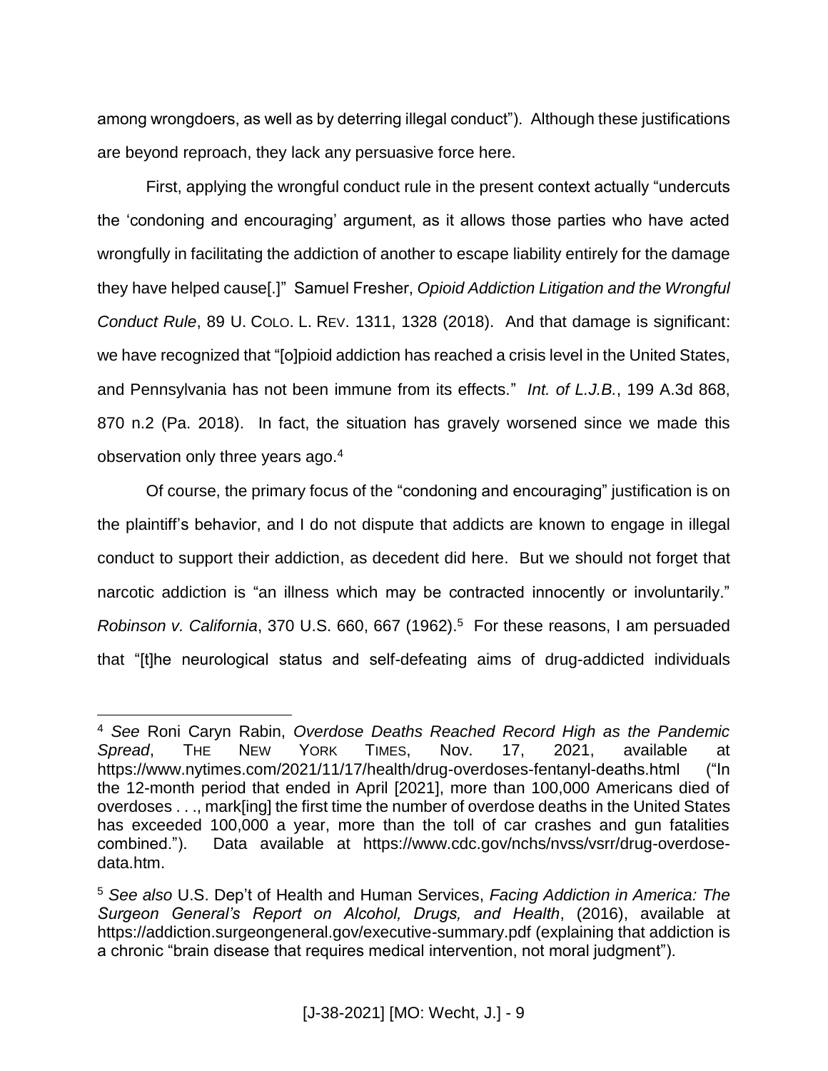among wrongdoers, as well as by deterring illegal conduct"). Although these justifications are beyond reproach, they lack any persuasive force here.

First, applying the wrongful conduct rule in the present context actually "undercuts the 'condoning and encouraging' argument, as it allows those parties who have acted wrongfully in facilitating the addiction of another to escape liability entirely for the damage they have helped cause[.]" Samuel Fresher, *Opioid Addiction Litigation and the Wrongful Conduct Rule*, 89 U. COLO. L. REV. 1311, 1328 (2018). And that damage is significant: we have recognized that "[o]pioid addiction has reached a crisis level in the United States, and Pennsylvania has not been immune from its effects." *Int. of L.J.B.*, 199 A.3d 868, 870 n.2 (Pa. 2018). In fact, the situation has gravely worsened since we made this observation only three years ago.[4]

Of course, the primary focus of the "condoning and encouraging" justification is on the plaintiff's behavior, and I do not dispute that addicts are known to engage in illegal conduct to support their addiction, as decedent did here. But we should not forget that narcotic addiction is "an illness which may be contracted innocently or involuntarily." *Robinson v. California*, 370 U.S. 660, 667 (1962).[5] For these reasons, I am persuaded that "[t]he neurological status and self-defeating aims of drug-addicted individuals

---

[4] *See* Roni Caryn Rabin, *Overdose Deaths Reached Record High as the Pandemic Spread*, THE NEW YORK TIMES, Nov. 17, 2021, available at https://www.nytimes.com/2021/11/17/health/drug-overdoses-fentanyl-deaths.html ("In the 12-month period that ended in April [2021], more than 100,000 Americans died of overdoses . . ., mark[ing] the first time the number of overdose deaths in the United States has exceeded 100,000 a year, more than the toll of car crashes and gun fatalities combined."). Data available at https://www.cdc.gov/nchs/nvss/vsrr/drug-overdose-data.htm.

[5] *See also* U.S. Dep't of Health and Human Services, *Facing Addiction in America: The Surgeon General's Report on Alcohol, Drugs, and Health*, (2016), available at https://addiction.surgeongeneral.gov/executive-summary.pdf (explaining that addiction is a chronic "brain disease that requires medical intervention, not moral judgment").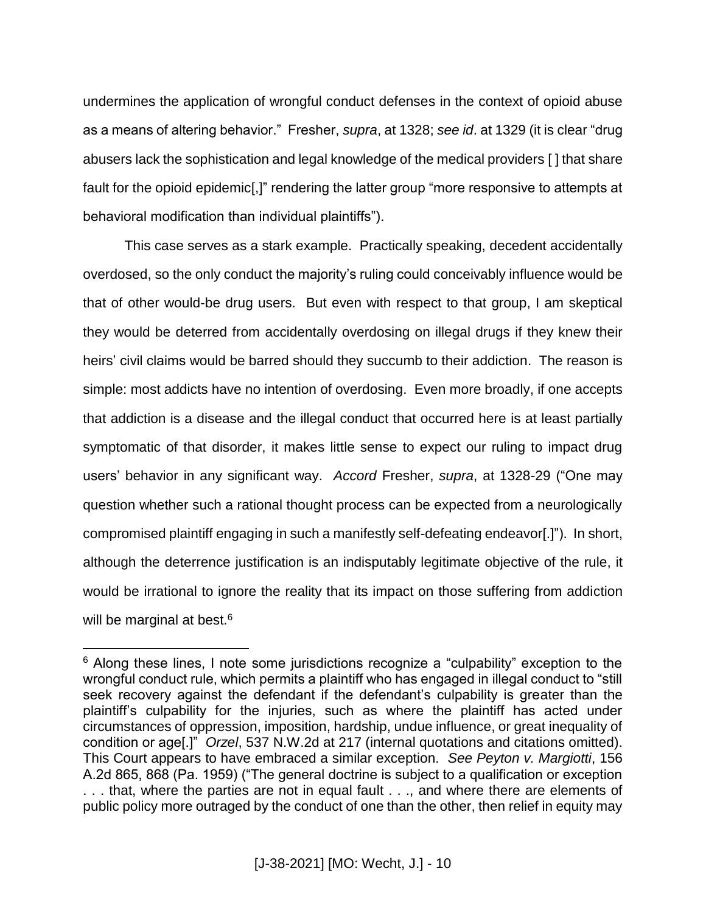undermines the application of wrongful conduct defenses in the context of opioid abuse as a means of altering behavior." Fresher, *supra*, at 1328; *see id*. at 1329 (it is clear "drug abusers lack the sophistication and legal knowledge of the medical providers [ ] that share fault for the opioid epidemic[,]" rendering the latter group "more responsive to attempts at behavioral modification than individual plaintiffs").

This case serves as a stark example. Practically speaking, decedent accidentally overdosed, so the only conduct the majority's ruling could conceivably influence would be that of other would-be drug users. But even with respect to that group, I am skeptical they would be deterred from accidentally overdosing on illegal drugs if they knew their heirs' civil claims would be barred should they succumb to their addiction. The reason is simple: most addicts have no intention of overdosing. Even more broadly, if one accepts that addiction is a disease and the illegal conduct that occurred here is at least partially symptomatic of that disorder, it makes little sense to expect our ruling to impact drug users' behavior in any significant way. *Accord* Fresher, *supra*, at 1328-29 ("One may question whether such a rational thought process can be expected from a neurologically compromised plaintiff engaging in such a manifestly self-defeating endeavor[.]"). In short, although the deterrence justification is an indisputably legitimate objective of the rule, it would be irrational to ignore the reality that its impact on those suffering from addiction will be marginal at best.[6]

[6] Along these lines, I note some jurisdictions recognize a "culpability" exception to the wrongful conduct rule, which permits a plaintiff who has engaged in illegal conduct to "still seek recovery against the defendant if the defendant's culpability is greater than the plaintiff's culpability for the injuries, such as where the plaintiff has acted under circumstances of oppression, imposition, hardship, undue influence, or great inequality of condition or age[.]" *Orzel*, 537 N.W.2d at 217 (internal quotations and citations omitted). This Court appears to have embraced a similar exception. *See Peyton v. Margiotti*, 156 A.2d 865, 868 (Pa. 1959) ("The general doctrine is subject to a qualification or exception . . . that, where the parties are not in equal fault . . ., and where there are elements of public policy more outraged by the conduct of one than the other, then relief in equity may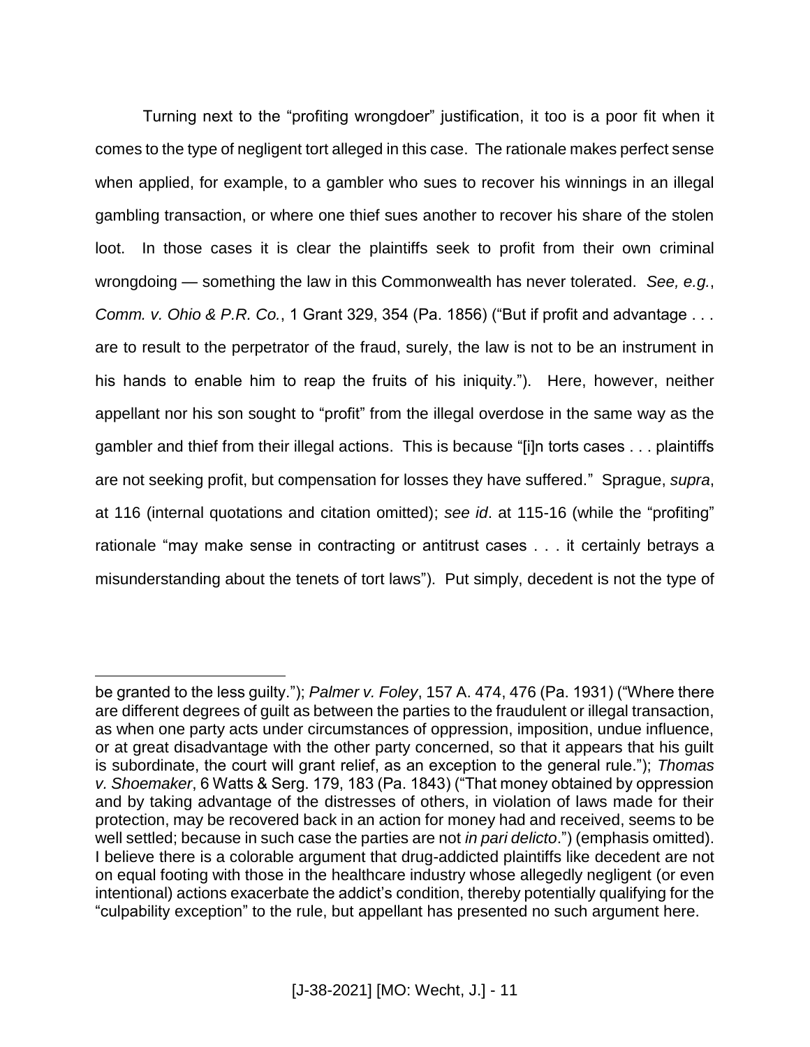Turning next to the "profiting wrongdoer" justification, it too is a poor fit when it comes to the type of negligent tort alleged in this case. The rationale makes perfect sense when applied, for example, to a gambler who sues to recover his winnings in an illegal gambling transaction, or where one thief sues another to recover his share of the stolen loot. In those cases it is clear the plaintiffs seek to profit from their own criminal wrongdoing — something the law in this Commonwealth has never tolerated. *See, e.g.*, *Comm. v. Ohio & P.R. Co.*, 1 Grant 329, 354 (Pa. 1856) ("But if profit and advantage . . . are to result to the perpetrator of the fraud, surely, the law is not to be an instrument in his hands to enable him to reap the fruits of his iniquity."). Here, however, neither appellant nor his son sought to "profit" from the illegal overdose in the same way as the gambler and thief from their illegal actions. This is because "[i]n torts cases . . . plaintiffs are not seeking profit, but compensation for losses they have suffered." Sprague, *supra*, at 116 (internal quotations and citation omitted); *see id*. at 115-16 (while the "profiting" rationale "may make sense in contracting or antitrust cases . . . it certainly betrays a misunderstanding about the tenets of tort laws"). Put simply, decedent is not the type of

---

be granted to the less guilty."); *Palmer v. Foley*, 157 A. 474, 476 (Pa. 1931) ("Where there are different degrees of guilt as between the parties to the fraudulent or illegal transaction, as when one party acts under circumstances of oppression, imposition, undue influence, or at great disadvantage with the other party concerned, so that it appears that his guilt is subordinate, the court will grant relief, as an exception to the general rule."); *Thomas v. Shoemaker*, 6 Watts & Serg. 179, 183 (Pa. 1843) ("That money obtained by oppression and by taking advantage of the distresses of others, in violation of laws made for their protection, may be recovered back in an action for money had and received, seems to be well settled; because in such case the parties are not *in pari delicto*.") (emphasis omitted). I believe there is a colorable argument that drug-addicted plaintiffs like decedent are not on equal footing with those in the healthcare industry whose allegedly negligent (or even intentional) actions exacerbate the addict's condition, thereby potentially qualifying for the "culpability exception" to the rule, but appellant has presented no such argument here.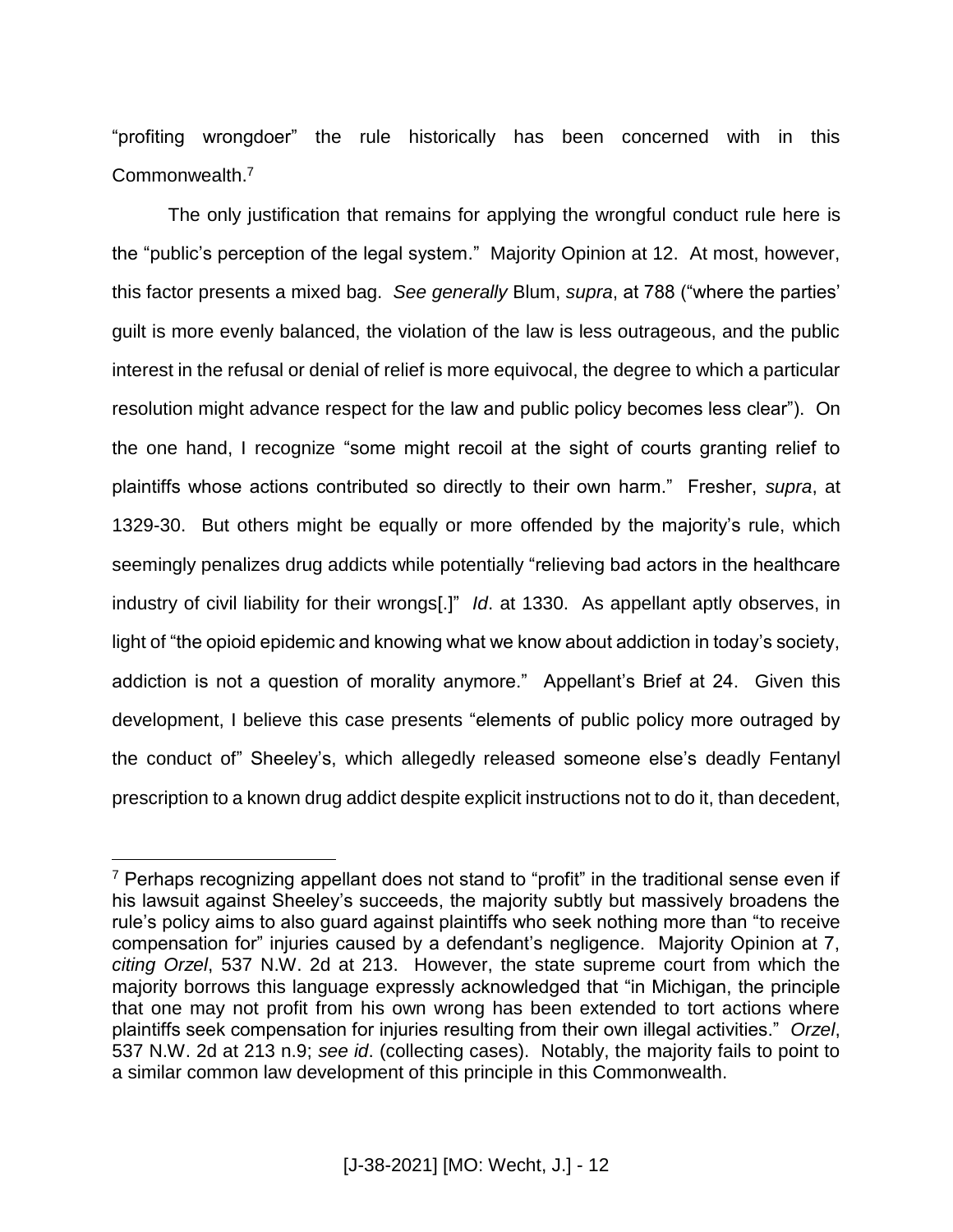"profiting wrongdoer" the rule historically has been concerned with in this Commonwealth.[7]

The only justification that remains for applying the wrongful conduct rule here is the "public's perception of the legal system." Majority Opinion at 12. At most, however, this factor presents a mixed bag. *See generally* Blum, *supra*, at 788 ("where the parties' guilt is more evenly balanced, the violation of the law is less outrageous, and the public interest in the refusal or denial of relief is more equivocal, the degree to which a particular resolution might advance respect for the law and public policy becomes less clear"). On the one hand, I recognize "some might recoil at the sight of courts granting relief to plaintiffs whose actions contributed so directly to their own harm." Fresher, *supra*, at 1329-30. But others might be equally or more offended by the majority's rule, which seemingly penalizes drug addicts while potentially "relieving bad actors in the healthcare industry of civil liability for their wrongs[.]" *Id*. at 1330. As appellant aptly observes, in light of "the opioid epidemic and knowing what we know about addiction in today's society, addiction is not a question of morality anymore." Appellant's Brief at 24. Given this development, I believe this case presents "elements of public policy more outraged by the conduct of" Sheeley's, which allegedly released someone else's deadly Fentanyl prescription to a known drug addict despite explicit instructions not to do it, than decedent,

[7] Perhaps recognizing appellant does not stand to "profit" in the traditional sense even if his lawsuit against Sheeley's succeeds, the majority subtly but massively broadens the rule's policy aims to also guard against plaintiffs who seek nothing more than "to receive compensation for" injuries caused by a defendant's negligence. Majority Opinion at 7, *citing Orzel*, 537 N.W. 2d at 213. However, the state supreme court from which the majority borrows this language expressly acknowledged that "in Michigan, the principle that one may not profit from his own wrong has been extended to tort actions where plaintiffs seek compensation for injuries resulting from their own illegal activities." *Orzel*, 537 N.W. 2d at 213 n.9; *see id*. (collecting cases). Notably, the majority fails to point to a similar common law development of this principle in this Commonwealth.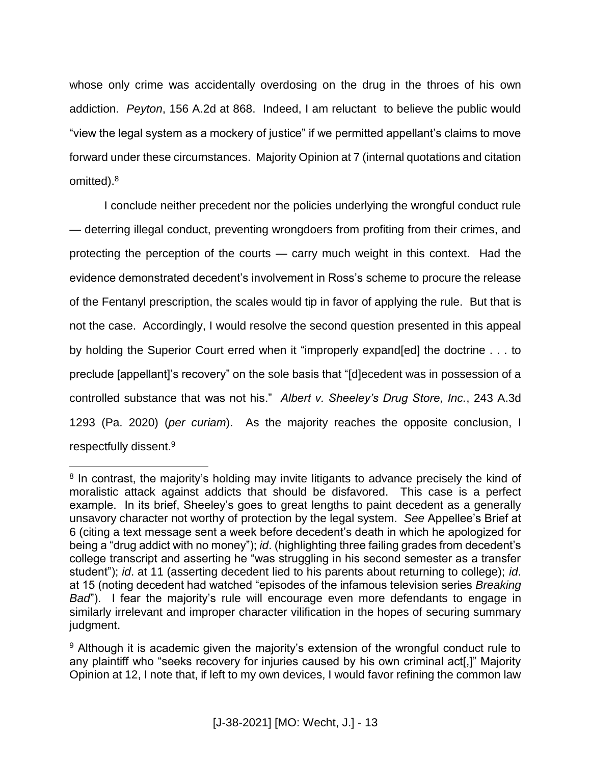whose only crime was accidentally overdosing on the drug in the throes of his own addiction. *Peyton*, 156 A.2d at 868. Indeed, I am reluctant to believe the public would "view the legal system as a mockery of justice" if we permitted appellant's claims to move forward under these circumstances. Majority Opinion at 7 (internal quotations and citation omitted).[8]

I conclude neither precedent nor the policies underlying the wrongful conduct rule — deterring illegal conduct, preventing wrongdoers from profiting from their crimes, and protecting the perception of the courts — carry much weight in this context. Had the evidence demonstrated decedent's involvement in Ross's scheme to procure the release of the Fentanyl prescription, the scales would tip in favor of applying the rule. But that is not the case. Accordingly, I would resolve the second question presented in this appeal by holding the Superior Court erred when it "improperly expand[ed] the doctrine . . . to preclude [appellant]'s recovery" on the sole basis that "[d]ecedent was in possession of a controlled substance that was not his." *Albert v. Sheeley's Drug Store, Inc.*, 243 A.3d 1293 (Pa. 2020) (*per curiam*). As the majority reaches the opposite conclusion, I respectfully dissent.[9]

---

[8] In contrast, the majority's holding may invite litigants to advance precisely the kind of moralistic attack against addicts that should be disfavored. This case is a perfect example. In its brief, Sheeley's goes to great lengths to paint decedent as a generally unsavory character not worthy of protection by the legal system. *See* Appellee's Brief at 6 (citing a text message sent a week before decedent's death in which he apologized for being a "drug addict with no money"); *id*. (highlighting three failing grades from decedent's college transcript and asserting he "was struggling in his second semester as a transfer student"); *id*. at 11 (asserting decedent lied to his parents about returning to college); *id*. at 15 (noting decedent had watched "episodes of the infamous television series *Breaking Bad*"). I fear the majority's rule will encourage even more defendants to engage in similarly irrelevant and improper character vilification in the hopes of securing summary judgment.

[9] Although it is academic given the majority's extension of the wrongful conduct rule to any plaintiff who "seeks recovery for injuries caused by his own criminal act[,]" Majority Opinion at 12, I note that, if left to my own devices, I would favor refining the common law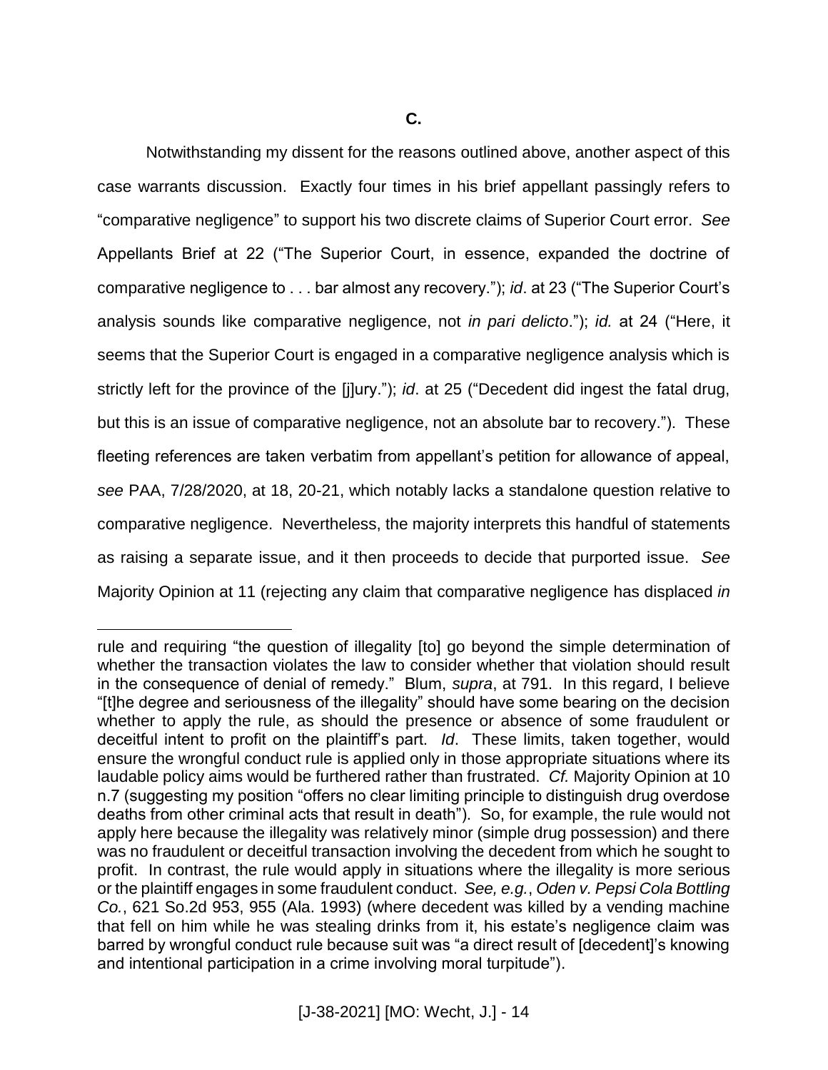**C.**

Notwithstanding my dissent for the reasons outlined above, another aspect of this case warrants discussion. Exactly four times in his brief appellant passingly refers to "comparative negligence" to support his two discrete claims of Superior Court error. *See* Appellants Brief at 22 ("The Superior Court, in essence, expanded the doctrine of comparative negligence to . . . bar almost any recovery."); *id*. at 23 ("The Superior Court's analysis sounds like comparative negligence, not *in pari delicto*."); *id.* at 24 ("Here, it seems that the Superior Court is engaged in a comparative negligence analysis which is strictly left for the province of the [j]ury."); *id*. at 25 ("Decedent did ingest the fatal drug, but this is an issue of comparative negligence, not an absolute bar to recovery."). These fleeting references are taken verbatim from appellant's petition for allowance of appeal, *see* PAA, 7/28/2020, at 18, 20-21, which notably lacks a standalone question relative to comparative negligence. Nevertheless, the majority interprets this handful of statements as raising a separate issue, and it then proceeds to decide that purported issue. *See* Majority Opinion at 11 (rejecting any claim that comparative negligence has displaced *in*

---

rule and requiring "the question of illegality [to] go beyond the simple determination of whether the transaction violates the law to consider whether that violation should result in the consequence of denial of remedy." Blum, *supra*, at 791. In this regard, I believe "[t]he degree and seriousness of the illegality" should have some bearing on the decision whether to apply the rule, as should the presence or absence of some fraudulent or deceitful intent to profit on the plaintiff's part. *Id*. These limits, taken together, would ensure the wrongful conduct rule is applied only in those appropriate situations where its laudable policy aims would be furthered rather than frustrated. *Cf.* Majority Opinion at 10 n.7 (suggesting my position "offers no clear limiting principle to distinguish drug overdose deaths from other criminal acts that result in death"). So, for example, the rule would not apply here because the illegality was relatively minor (simple drug possession) and there was no fraudulent or deceitful transaction involving the decedent from which he sought to profit. In contrast, the rule would apply in situations where the illegality is more serious or the plaintiff engages in some fraudulent conduct. *See, e.g.*, *Oden v. Pepsi Cola Bottling Co.*, 621 So.2d 953, 955 (Ala. 1993) (where decedent was killed by a vending machine that fell on him while he was stealing drinks from it, his estate's negligence claim was barred by wrongful conduct rule because suit was "a direct result of [decedent]'s knowing and intentional participation in a crime involving moral turpitude").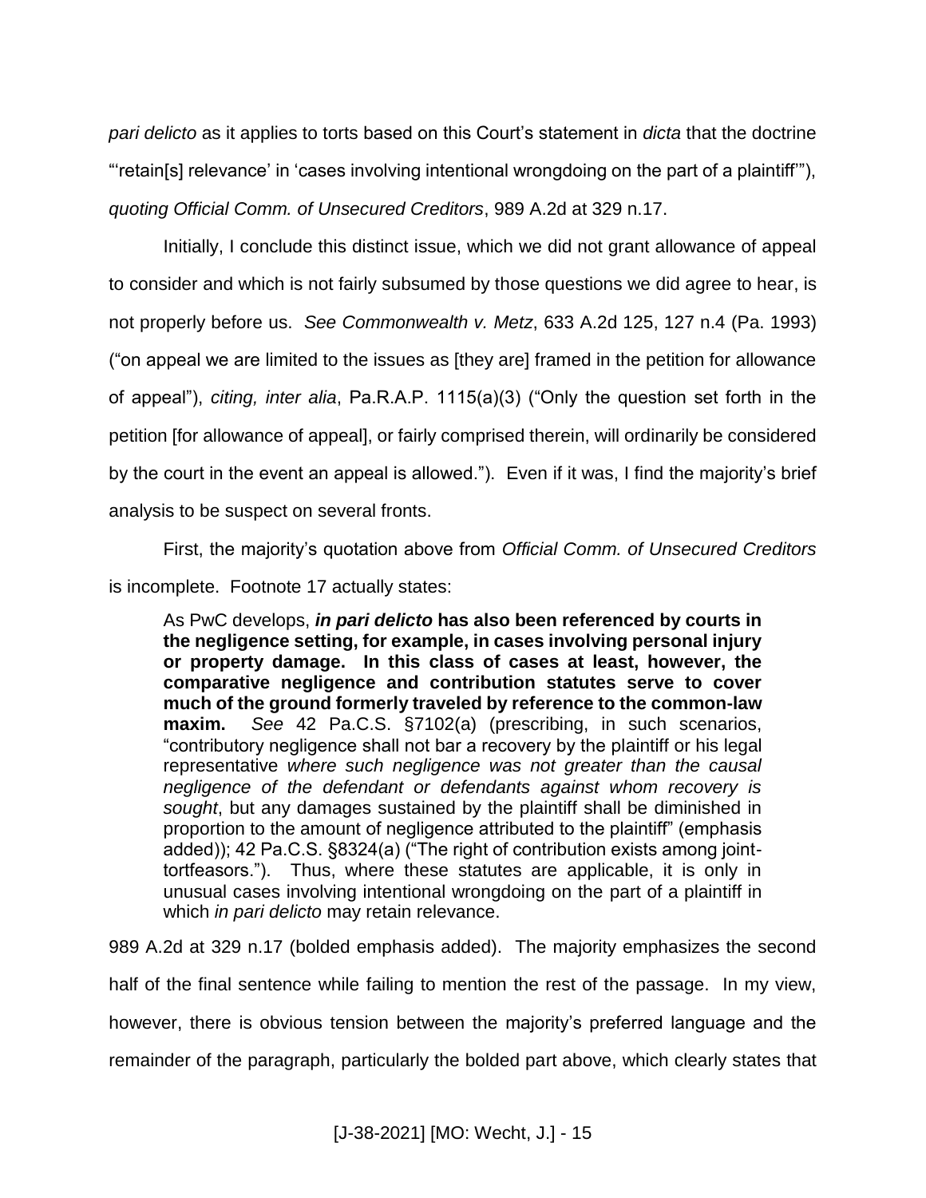*pari delicto* as it applies to torts based on this Court's statement in *dicta* that the doctrine "'retain[s] relevance' in 'cases involving intentional wrongdoing on the part of a plaintiff'"), *quoting Official Comm. of Unsecured Creditors*, 989 A.2d at 329 n.17.

Initially, I conclude this distinct issue, which we did not grant allowance of appeal to consider and which is not fairly subsumed by those questions we did agree to hear, is not properly before us. *See Commonwealth v. Metz*, 633 A.2d 125, 127 n.4 (Pa. 1993) ("on appeal we are limited to the issues as [they are] framed in the petition for allowance of appeal"), *citing, inter alia*, Pa.R.A.P. 1115(a)(3) ("Only the question set forth in the petition [for allowance of appeal], or fairly comprised therein, will ordinarily be considered by the court in the event an appeal is allowed."). Even if it was, I find the majority's brief analysis to be suspect on several fronts.

First, the majority's quotation above from *Official Comm. of Unsecured Creditors* is incomplete. Footnote 17 actually states:

> As PwC develops, ***in pari delicto*** **has also been referenced by courts in the negligence setting, for example, in cases involving personal injury or property damage. In this class of cases at least, however, the comparative negligence and contribution statutes serve to cover much of the ground formerly traveled by reference to the common-law maxim.** *See* 42 Pa.C.S. §7102(a) (prescribing, in such scenarios, "contributory negligence shall not bar a recovery by the plaintiff or his legal representative *where such negligence was not greater than the causal negligence of the defendant or defendants against whom recovery is sought*, but any damages sustained by the plaintiff shall be diminished in proportion to the amount of negligence attributed to the plaintiff" (emphasis added)); 42 Pa.C.S. §8324(a) ("The right of contribution exists among joint-tortfeasors."). Thus, where these statutes are applicable, it is only in unusual cases involving intentional wrongdoing on the part of a plaintiff in which *in pari delicto* may retain relevance.

989 A.2d at 329 n.17 (bolded emphasis added). The majority emphasizes the second half of the final sentence while failing to mention the rest of the passage. In my view, however, there is obvious tension between the majority's preferred language and the remainder of the paragraph, particularly the bolded part above, which clearly states that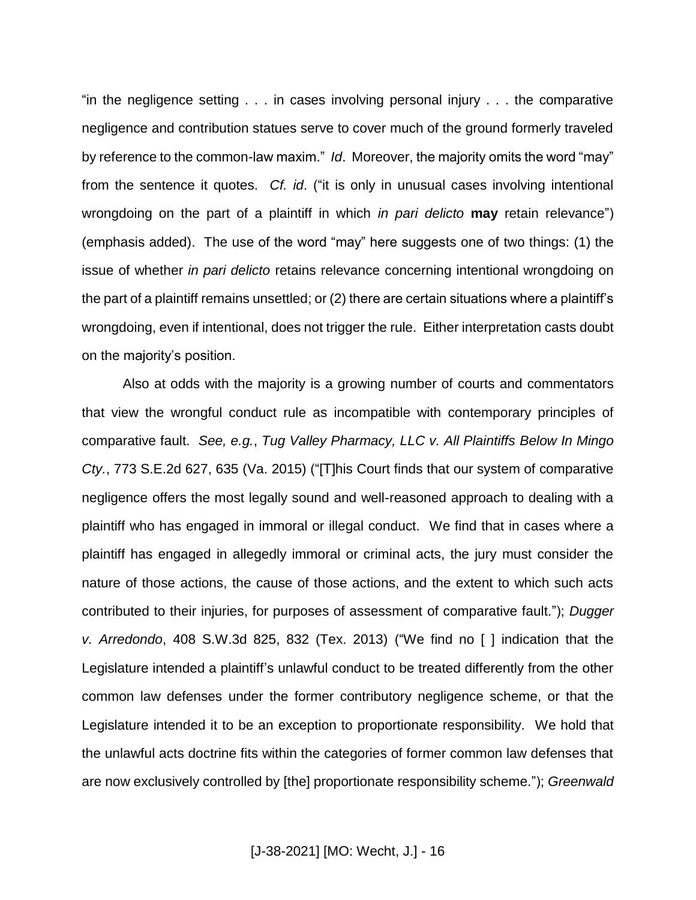"in the negligence setting . . . in cases involving personal injury . . . the comparative negligence and contribution statues serve to cover much of the ground formerly traveled by reference to the common-law maxim." *Id*. Moreover, the majority omits the word "may" from the sentence it quotes. *Cf. id*. ("it is only in unusual cases involving intentional wrongdoing on the part of a plaintiff in which *in pari delicto* **may** retain relevance") (emphasis added). The use of the word "may" here suggests one of two things: (1) the issue of whether *in pari delicto* retains relevance concerning intentional wrongdoing on the part of a plaintiff remains unsettled; or (2) there are certain situations where a plaintiff's wrongdoing, even if intentional, does not trigger the rule. Either interpretation casts doubt on the majority's position.

Also at odds with the majority is a growing number of courts and commentators that view the wrongful conduct rule as incompatible with contemporary principles of comparative fault. *See, e.g.*, *Tug Valley Pharmacy, LLC v. All Plaintiffs Below In Mingo Cty.*, 773 S.E.2d 627, 635 (Va. 2015) ("[T]his Court finds that our system of comparative negligence offers the most legally sound and well-reasoned approach to dealing with a plaintiff who has engaged in immoral or illegal conduct. We find that in cases where a plaintiff has engaged in allegedly immoral or criminal acts, the jury must consider the nature of those actions, the cause of those actions, and the extent to which such acts contributed to their injuries, for purposes of assessment of comparative fault."); *Dugger v. Arredondo*, 408 S.W.3d 825, 832 (Tex. 2013) ("We find no [ ] indication that the Legislature intended a plaintiff's unlawful conduct to be treated differently from the other common law defenses under the former contributory negligence scheme, or that the Legislature intended it to be an exception to proportionate responsibility. We hold that the unlawful acts doctrine fits within the categories of former common law defenses that are now exclusively controlled by [the] proportionate responsibility scheme."); *Greenwald*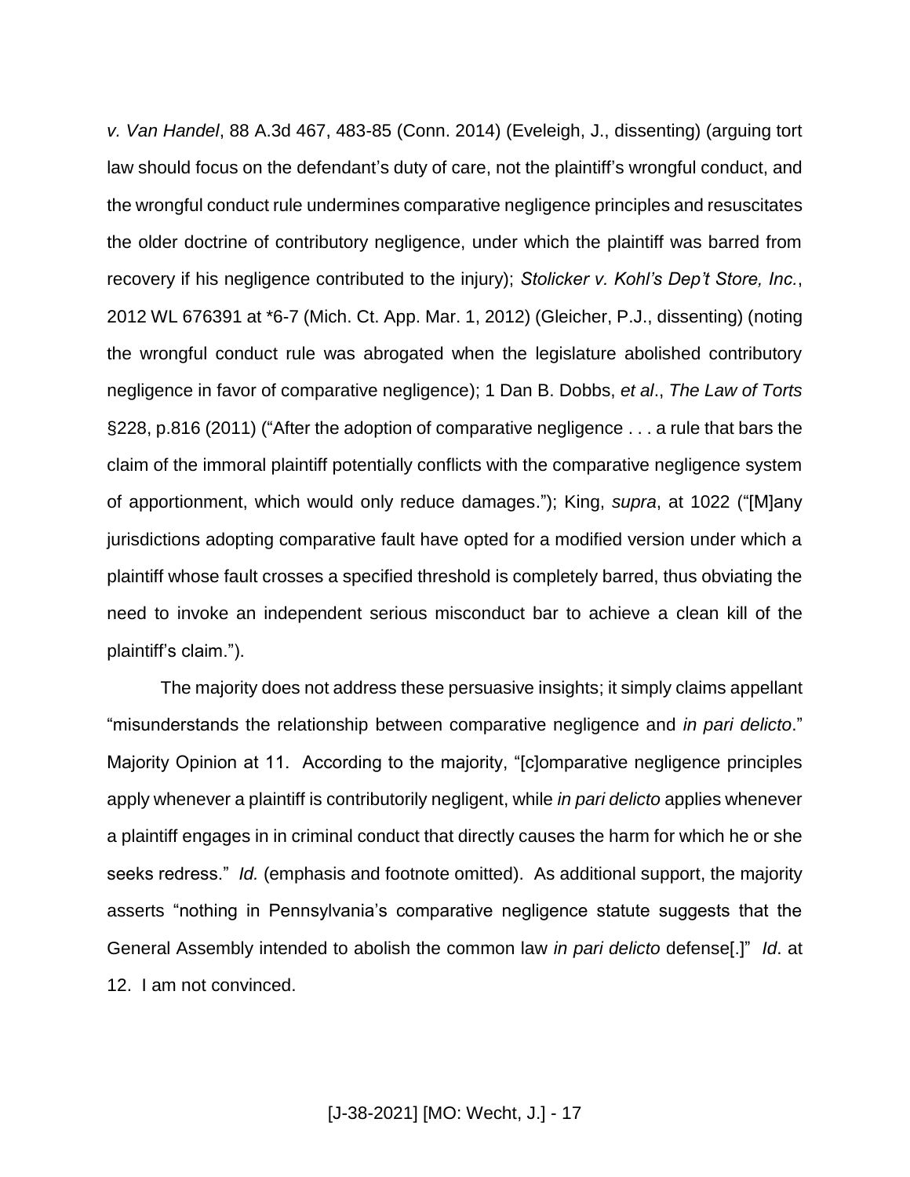*v. Van Handel*, 88 A.3d 467, 483-85 (Conn. 2014) (Eveleigh, J., dissenting) (arguing tort law should focus on the defendant's duty of care, not the plaintiff's wrongful conduct, and the wrongful conduct rule undermines comparative negligence principles and resuscitates the older doctrine of contributory negligence, under which the plaintiff was barred from recovery if his negligence contributed to the injury); *Stolicker v. Kohl's Dep't Store, Inc.*, 2012 WL 676391 at *6-7 (Mich. Ct. App. Mar. 1, 2012) (Gleicher, P.J., dissenting) (noting the wrongful conduct rule was abrogated when the legislature abolished contributory negligence in favor of comparative negligence); 1 Dan B. Dobbs, *et al*., *The Law of Torts* §228, p.816 (2011) ("After the adoption of comparative negligence . . . a rule that bars the claim of the immoral plaintiff potentially conflicts with the comparative negligence system of apportionment, which would only reduce damages."); King, *supra*, at 1022 ("[M]any jurisdictions adopting comparative fault have opted for a modified version under which a plaintiff whose fault crosses a specified threshold is completely barred, thus obviating the need to invoke an independent serious misconduct bar to achieve a clean kill of the plaintiff's claim.").

The majority does not address these persuasive insights; it simply claims appellant "misunderstands the relationship between comparative negligence and *in pari delicto*." Majority Opinion at 11. According to the majority, "[c]omparative negligence principles apply whenever a plaintiff is contributorily negligent, while *in pari delicto* applies whenever a plaintiff engages in in criminal conduct that directly causes the harm for which he or she seeks redress." *Id.* (emphasis and footnote omitted). As additional support, the majority asserts "nothing in Pennsylvania's comparative negligence statute suggests that the General Assembly intended to abolish the common law *in pari delicto* defense[.]" *Id*. at 12. I am not convinced.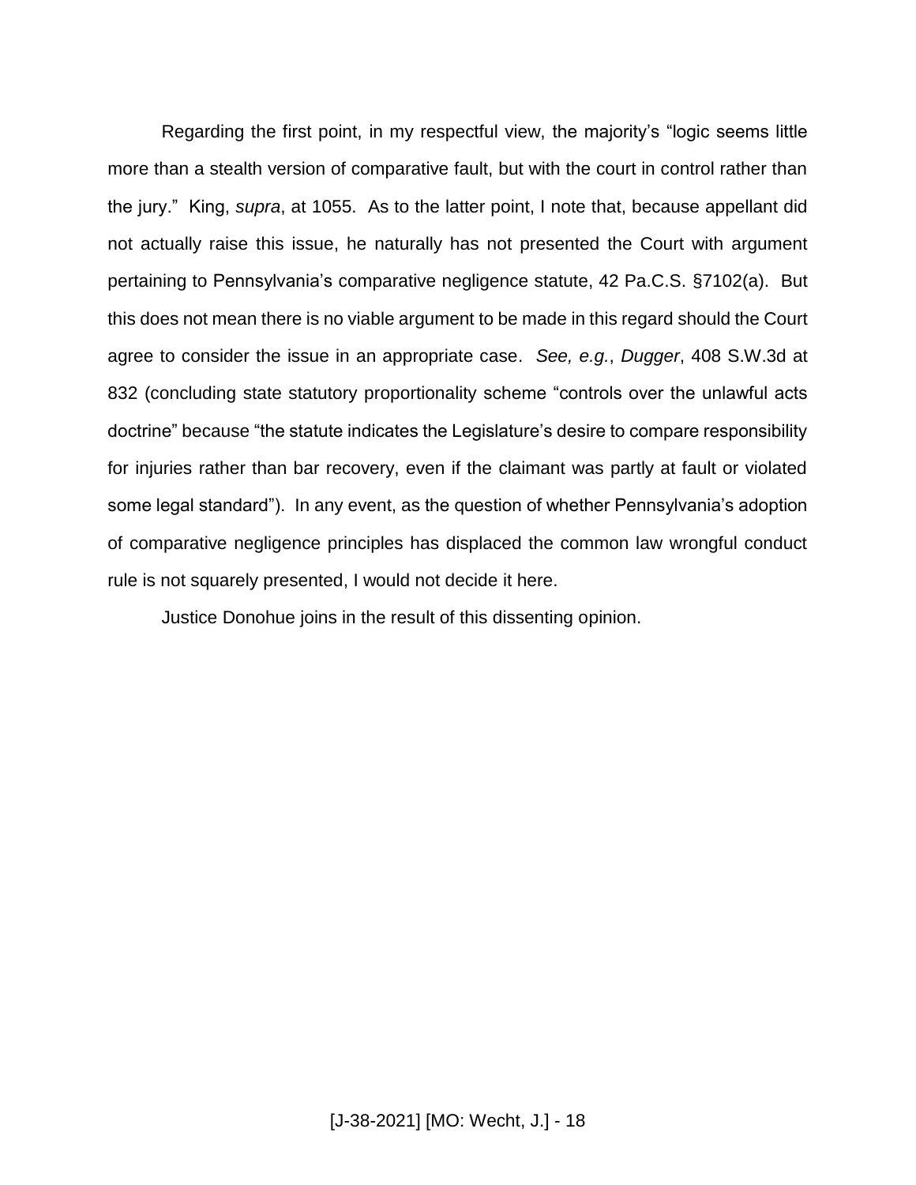Regarding the first point, in my respectful view, the majority's "logic seems little more than a stealth version of comparative fault, but with the court in control rather than the jury." King, *supra*, at 1055. As to the latter point, I note that, because appellant did not actually raise this issue, he naturally has not presented the Court with argument pertaining to Pennsylvania's comparative negligence statute, 42 Pa.C.S. §7102(a). But this does not mean there is no viable argument to be made in this regard should the Court agree to consider the issue in an appropriate case. *See, e.g.*, *Dugger*, 408 S.W.3d at 832 (concluding state statutory proportionality scheme "controls over the unlawful acts doctrine" because "the statute indicates the Legislature's desire to compare responsibility for injuries rather than bar recovery, even if the claimant was partly at fault or violated some legal standard"). In any event, as the question of whether Pennsylvania's adoption of comparative negligence principles has displaced the common law wrongful conduct rule is not squarely presented, I would not decide it here.

Justice Donohue joins in the result of this dissenting opinion.